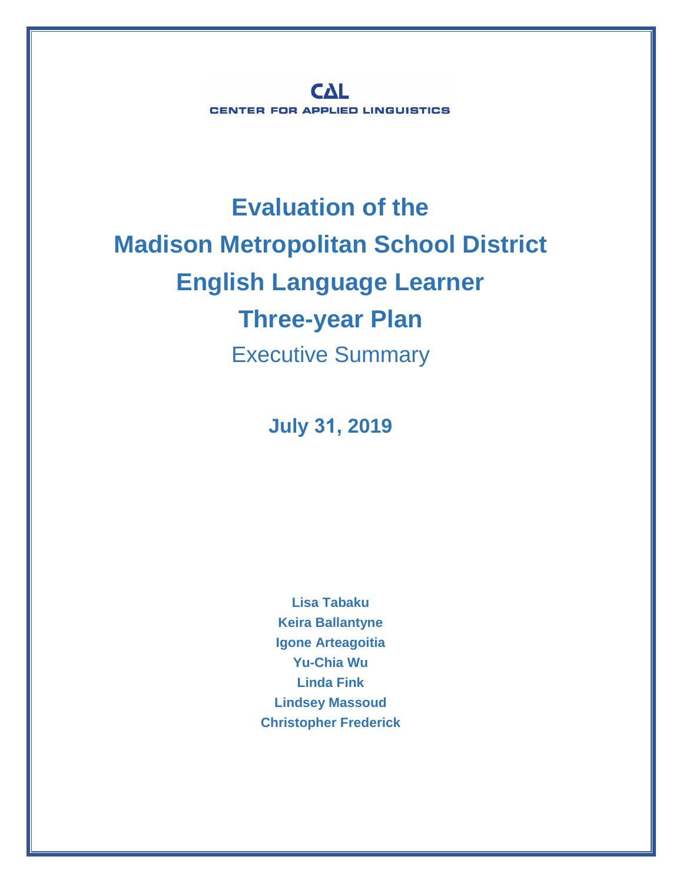**CAL**
**CENTER FOR APPLIED LINGUISTICS**

# Evaluation of the Madison Metropolitan School District English Language Learner Three-year Plan

## Executive Summary

**July 31, 2019**

**Lisa Tabaku**
**Keira Ballantyne**
**Igone Arteagoitia**
**Yu-Chia Wu**
**Linda Fink**
**Lindsey Massoud**
**Christopher Frederick**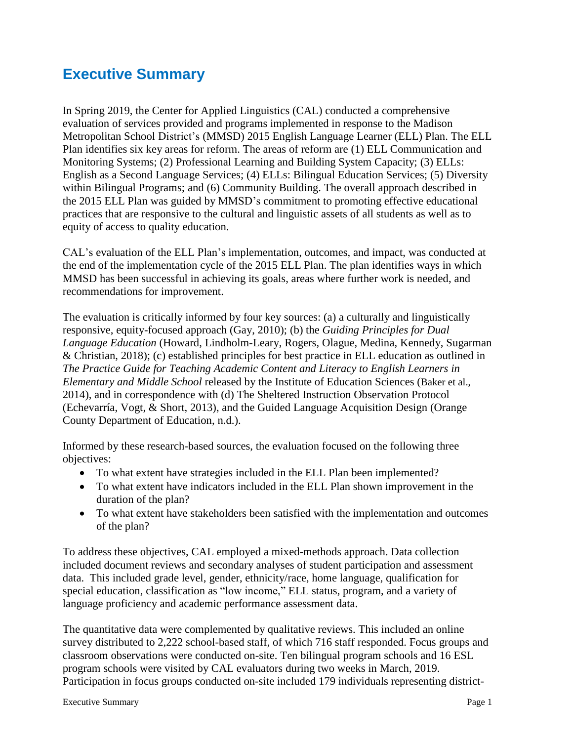# Executive Summary

In Spring 2019, the Center for Applied Linguistics (CAL) conducted a comprehensive evaluation of services provided and programs implemented in response to the Madison Metropolitan School District's (MMSD) 2015 English Language Learner (ELL) Plan. The ELL Plan identifies six key areas for reform. The areas of reform are (1) ELL Communication and Monitoring Systems; (2) Professional Learning and Building System Capacity; (3) ELLs: English as a Second Language Services; (4) ELLs: Bilingual Education Services; (5) Diversity within Bilingual Programs; and (6) Community Building. The overall approach described in the 2015 ELL Plan was guided by MMSD's commitment to promoting effective educational practices that are responsive to the cultural and linguistic assets of all students as well as to equity of access to quality education.

CAL's evaluation of the ELL Plan's implementation, outcomes, and impact, was conducted at the end of the implementation cycle of the 2015 ELL Plan. The plan identifies ways in which MMSD has been successful in achieving its goals, areas where further work is needed, and recommendations for improvement.

The evaluation is critically informed by four key sources: (a) a culturally and linguistically responsive, equity-focused approach (Gay, 2010); (b) the *Guiding Principles for Dual Language Education* (Howard, Lindholm-Leary, Rogers, Olague, Medina, Kennedy, Sugarman & Christian, 2018); (c) established principles for best practice in ELL education as outlined in *The Practice Guide for Teaching Academic Content and Literacy to English Learners in Elementary and Middle School* released by the Institute of Education Sciences (Baker et al., 2014), and in correspondence with (d) The Sheltered Instruction Observation Protocol (Echevarría, Vogt, & Short, 2013), and the Guided Language Acquisition Design (Orange County Department of Education, n.d.).

Informed by these research-based sources, the evaluation focused on the following three objectives:

- To what extent have strategies included in the ELL Plan been implemented?
- To what extent have indicators included in the ELL Plan shown improvement in the duration of the plan?
- To what extent have stakeholders been satisfied with the implementation and outcomes of the plan?

To address these objectives, CAL employed a mixed-methods approach. Data collection included document reviews and secondary analyses of student participation and assessment data. This included grade level, gender, ethnicity/race, home language, qualification for special education, classification as "low income," ELL status, program, and a variety of language proficiency and academic performance assessment data.

The quantitative data were complemented by qualitative reviews. This included an online survey distributed to 2,222 school-based staff, of which 716 staff responded. Focus groups and classroom observations were conducted on-site. Ten bilingual program schools and 16 ESL program schools were visited by CAL evaluators during two weeks in March, 2019. Participation in focus groups conducted on-site included 179 individuals representing district-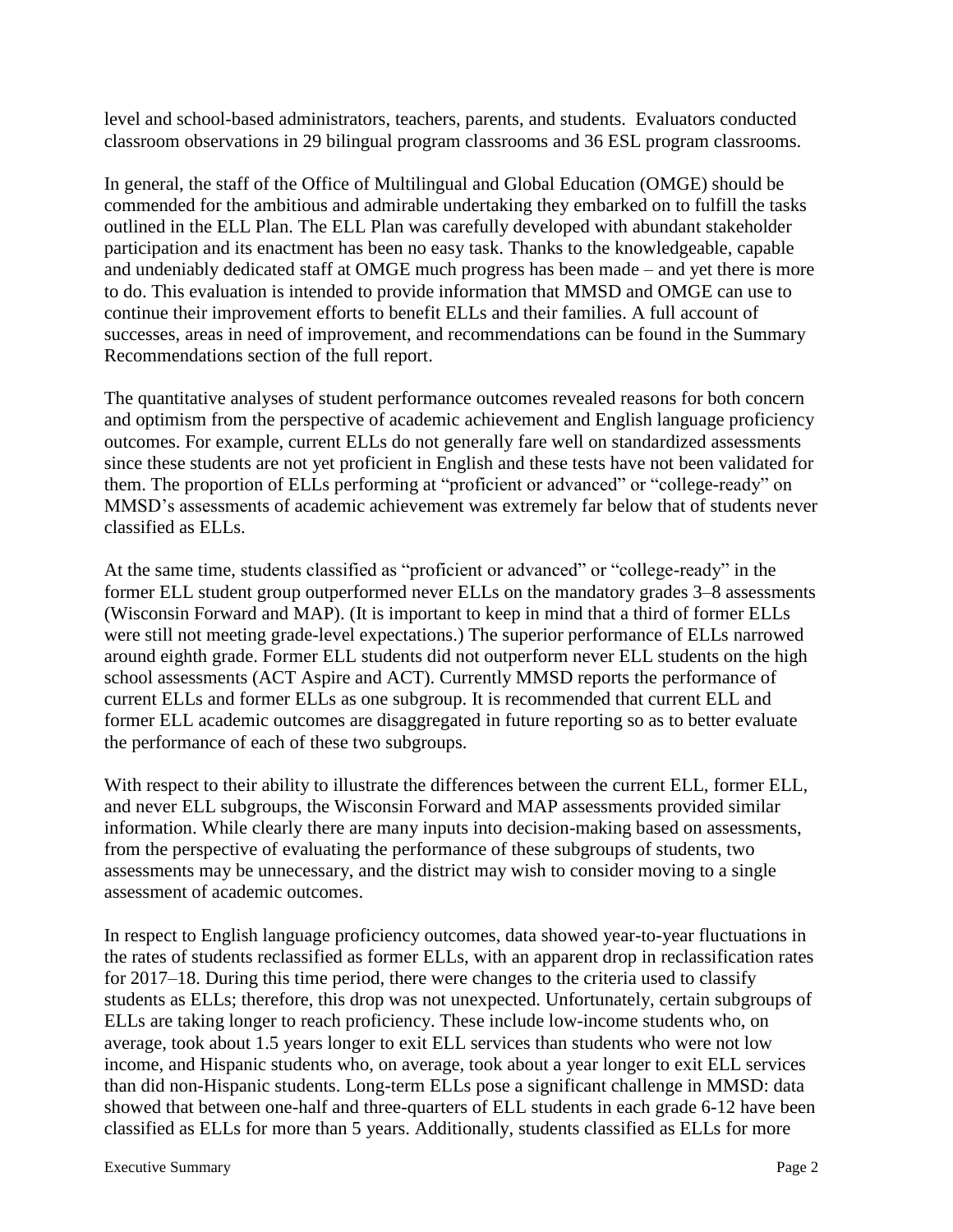level and school-based administrators, teachers, parents, and students. Evaluators conducted classroom observations in 29 bilingual program classrooms and 36 ESL program classrooms.

In general, the staff of the Office of Multilingual and Global Education (OMGE) should be commended for the ambitious and admirable undertaking they embarked on to fulfill the tasks outlined in the ELL Plan. The ELL Plan was carefully developed with abundant stakeholder participation and its enactment has been no easy task. Thanks to the knowledgeable, capable and undeniably dedicated staff at OMGE much progress has been made – and yet there is more to do. This evaluation is intended to provide information that MMSD and OMGE can use to continue their improvement efforts to benefit ELLs and their families. A full account of successes, areas in need of improvement, and recommendations can be found in the Summary Recommendations section of the full report.

The quantitative analyses of student performance outcomes revealed reasons for both concern and optimism from the perspective of academic achievement and English language proficiency outcomes. For example, current ELLs do not generally fare well on standardized assessments since these students are not yet proficient in English and these tests have not been validated for them. The proportion of ELLs performing at "proficient or advanced" or "college-ready" on MMSD's assessments of academic achievement was extremely far below that of students never classified as ELLs.

At the same time, students classified as "proficient or advanced" or "college-ready" in the former ELL student group outperformed never ELLs on the mandatory grades 3–8 assessments (Wisconsin Forward and MAP). (It is important to keep in mind that a third of former ELLs were still not meeting grade-level expectations.) The superior performance of ELLs narrowed around eighth grade. Former ELL students did not outperform never ELL students on the high school assessments (ACT Aspire and ACT). Currently MMSD reports the performance of current ELLs and former ELLs as one subgroup. It is recommended that current ELL and former ELL academic outcomes are disaggregated in future reporting so as to better evaluate the performance of each of these two subgroups.

With respect to their ability to illustrate the differences between the current ELL, former ELL, and never ELL subgroups, the Wisconsin Forward and MAP assessments provided similar information. While clearly there are many inputs into decision-making based on assessments, from the perspective of evaluating the performance of these subgroups of students, two assessments may be unnecessary, and the district may wish to consider moving to a single assessment of academic outcomes.

In respect to English language proficiency outcomes, data showed year-to-year fluctuations in the rates of students reclassified as former ELLs, with an apparent drop in reclassification rates for 2017–18. During this time period, there were changes to the criteria used to classify students as ELLs; therefore, this drop was not unexpected. Unfortunately, certain subgroups of ELLs are taking longer to reach proficiency. These include low-income students who, on average, took about 1.5 years longer to exit ELL services than students who were not low income, and Hispanic students who, on average, took about a year longer to exit ELL services than did non-Hispanic students. Long-term ELLs pose a significant challenge in MMSD: data showed that between one-half and three-quarters of ELL students in each grade 6-12 have been classified as ELLs for more than 5 years. Additionally, students classified as ELLs for more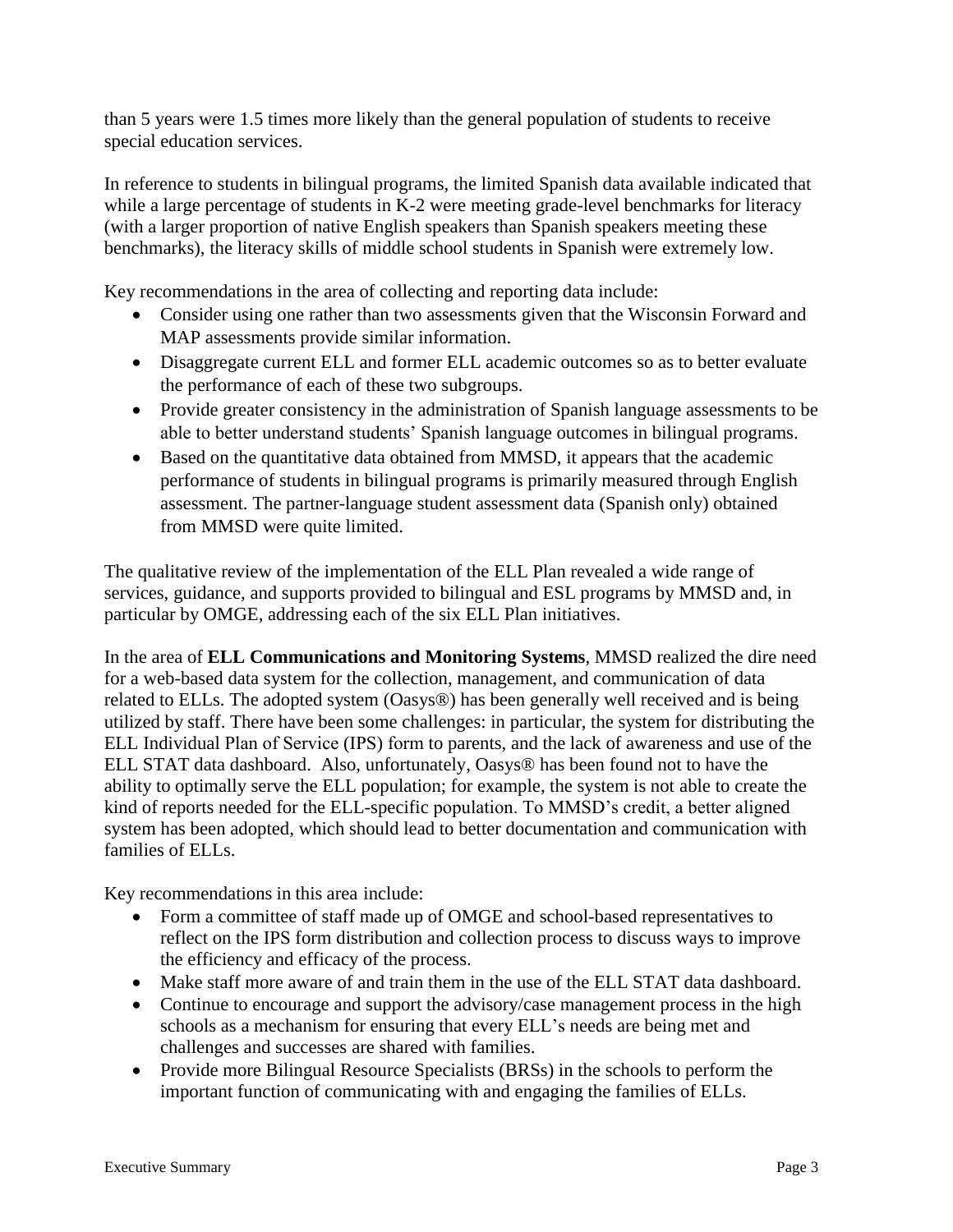than 5 years were 1.5 times more likely than the general population of students to receive special education services.

In reference to students in bilingual programs, the limited Spanish data available indicated that while a large percentage of students in K-2 were meeting grade-level benchmarks for literacy (with a larger proportion of native English speakers than Spanish speakers meeting these benchmarks), the literacy skills of middle school students in Spanish were extremely low.

Key recommendations in the area of collecting and reporting data include:

- Consider using one rather than two assessments given that the Wisconsin Forward and MAP assessments provide similar information.
- Disaggregate current ELL and former ELL academic outcomes so as to better evaluate the performance of each of these two subgroups.
- Provide greater consistency in the administration of Spanish language assessments to be able to better understand students' Spanish language outcomes in bilingual programs.
- Based on the quantitative data obtained from MMSD, it appears that the academic performance of students in bilingual programs is primarily measured through English assessment. The partner-language student assessment data (Spanish only) obtained from MMSD were quite limited.

The qualitative review of the implementation of the ELL Plan revealed a wide range of services, guidance, and supports provided to bilingual and ESL programs by MMSD and, in particular by OMGE, addressing each of the six ELL Plan initiatives.

In the area of **ELL Communications and Monitoring Systems**, MMSD realized the dire need for a web-based data system for the collection, management, and communication of data related to ELLs. The adopted system (Oasys®) has been generally well received and is being utilized by staff. There have been some challenges: in particular, the system for distributing the ELL Individual Plan of Service (IPS) form to parents, and the lack of awareness and use of the ELL STAT data dashboard. Also, unfortunately, Oasys® has been found not to have the ability to optimally serve the ELL population; for example, the system is not able to create the kind of reports needed for the ELL-specific population. To MMSD's credit, a better aligned system has been adopted, which should lead to better documentation and communication with families of ELLs.

Key recommendations in this area include:

- Form a committee of staff made up of OMGE and school-based representatives to reflect on the IPS form distribution and collection process to discuss ways to improve the efficiency and efficacy of the process.
- Make staff more aware of and train them in the use of the ELL STAT data dashboard.
- Continue to encourage and support the advisory/case management process in the high schools as a mechanism for ensuring that every ELL's needs are being met and challenges and successes are shared with families.
- Provide more Bilingual Resource Specialists (BRSs) in the schools to perform the important function of communicating with and engaging the families of ELLs.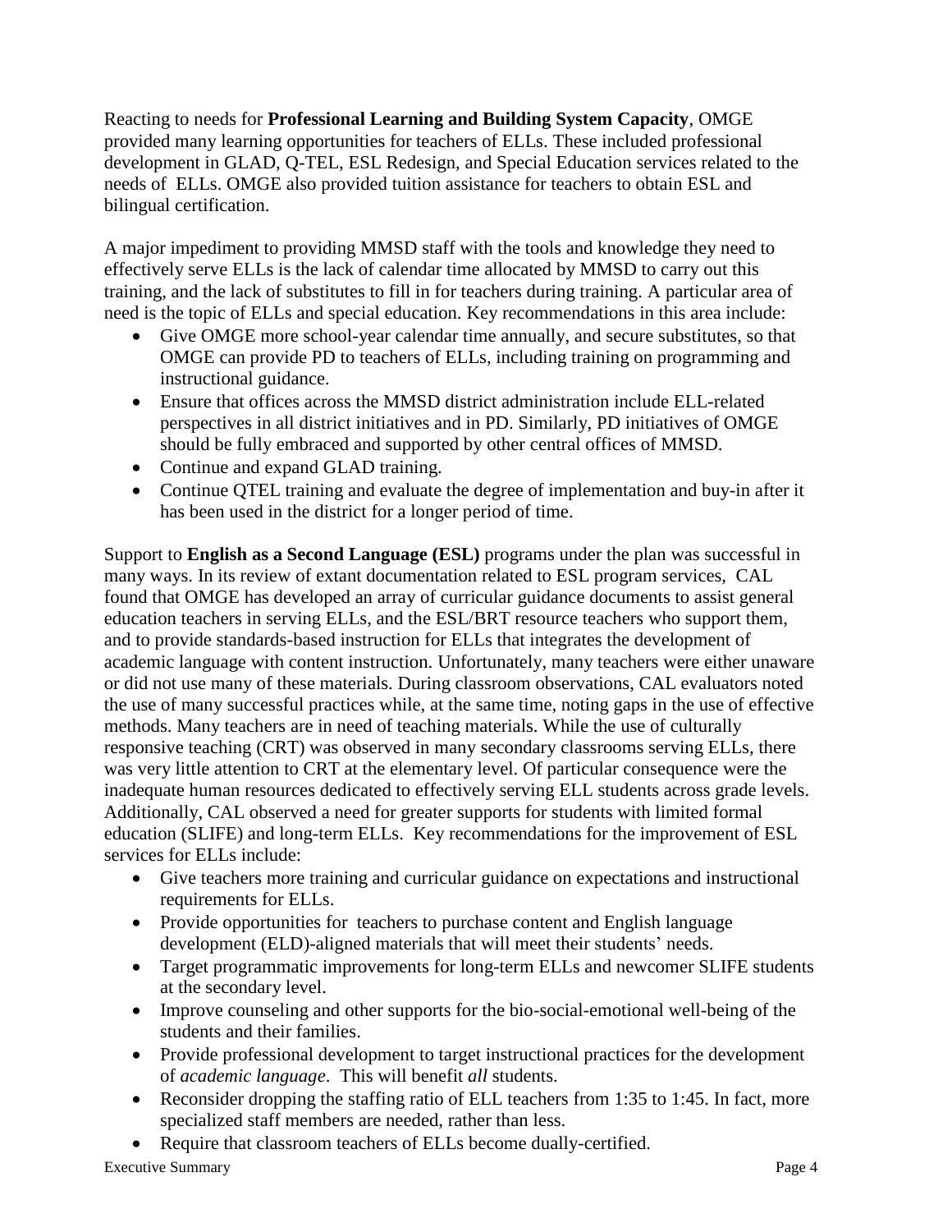Reacting to needs for **Professional Learning and Building System Capacity**, OMGE provided many learning opportunities for teachers of ELLs. These included professional development in GLAD, Q-TEL, ESL Redesign, and Special Education services related to the needs of ELLs. OMGE also provided tuition assistance for teachers to obtain ESL and bilingual certification.

A major impediment to providing MMSD staff with the tools and knowledge they need to effectively serve ELLs is the lack of calendar time allocated by MMSD to carry out this training, and the lack of substitutes to fill in for teachers during training. A particular area of need is the topic of ELLs and special education. Key recommendations in this area include:

- Give OMGE more school-year calendar time annually, and secure substitutes, so that OMGE can provide PD to teachers of ELLs, including training on programming and instructional guidance.
- Ensure that offices across the MMSD district administration include ELL-related perspectives in all district initiatives and in PD. Similarly, PD initiatives of OMGE should be fully embraced and supported by other central offices of MMSD.
- Continue and expand GLAD training.
- Continue QTEL training and evaluate the degree of implementation and buy-in after it has been used in the district for a longer period of time.

Support to **English as a Second Language (ESL)** programs under the plan was successful in many ways. In its review of extant documentation related to ESL program services, CAL found that OMGE has developed an array of curricular guidance documents to assist general education teachers in serving ELLs, and the ESL/BRT resource teachers who support them, and to provide standards-based instruction for ELLs that integrates the development of academic language with content instruction. Unfortunately, many teachers were either unaware or did not use many of these materials. During classroom observations, CAL evaluators noted the use of many successful practices while, at the same time, noting gaps in the use of effective methods. Many teachers are in need of teaching materials. While the use of culturally responsive teaching (CRT) was observed in many secondary classrooms serving ELLs, there was very little attention to CRT at the elementary level. Of particular consequence were the inadequate human resources dedicated to effectively serving ELL students across grade levels. Additionally, CAL observed a need for greater supports for students with limited formal education (SLIFE) and long-term ELLs. Key recommendations for the improvement of ESL services for ELLs include:

- Give teachers more training and curricular guidance on expectations and instructional requirements for ELLs.
- Provide opportunities for teachers to purchase content and English language development (ELD)-aligned materials that will meet their students' needs.
- Target programmatic improvements for long-term ELLs and newcomer SLIFE students at the secondary level.
- Improve counseling and other supports for the bio-social-emotional well-being of the students and their families.
- Provide professional development to target instructional practices for the development of *academic language*. This will benefit *all* students.
- Reconsider dropping the staffing ratio of ELL teachers from 1:35 to 1:45. In fact, more specialized staff members are needed, rather than less.
- Require that classroom teachers of ELLs become dually-certified.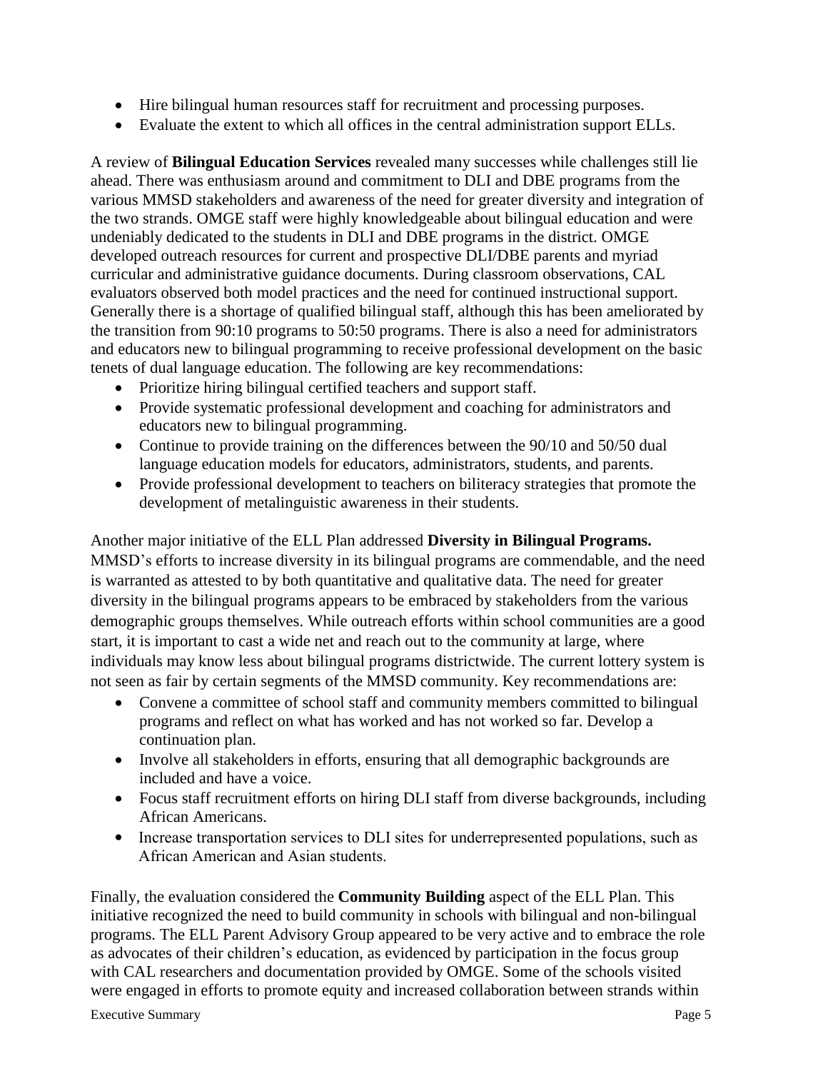- Hire bilingual human resources staff for recruitment and processing purposes.
- Evaluate the extent to which all offices in the central administration support ELLs.

A review of **Bilingual Education Services** revealed many successes while challenges still lie ahead. There was enthusiasm around and commitment to DLI and DBE programs from the various MMSD stakeholders and awareness of the need for greater diversity and integration of the two strands. OMGE staff were highly knowledgeable about bilingual education and were undeniably dedicated to the students in DLI and DBE programs in the district. OMGE developed outreach resources for current and prospective DLI/DBE parents and myriad curricular and administrative guidance documents. During classroom observations, CAL evaluators observed both model practices and the need for continued instructional support. Generally there is a shortage of qualified bilingual staff, although this has been ameliorated by the transition from 90:10 programs to 50:50 programs. There is also a need for administrators and educators new to bilingual programming to receive professional development on the basic tenets of dual language education. The following are key recommendations:

- Prioritize hiring bilingual certified teachers and support staff.
- Provide systematic professional development and coaching for administrators and educators new to bilingual programming.
- Continue to provide training on the differences between the 90/10 and 50/50 dual language education models for educators, administrators, students, and parents.
- Provide professional development to teachers on biliteracy strategies that promote the development of metalinguistic awareness in their students.

Another major initiative of the ELL Plan addressed **Diversity in Bilingual Programs.** MMSD's efforts to increase diversity in its bilingual programs are commendable, and the need is warranted as attested to by both quantitative and qualitative data. The need for greater diversity in the bilingual programs appears to be embraced by stakeholders from the various demographic groups themselves. While outreach efforts within school communities are a good start, it is important to cast a wide net and reach out to the community at large, where individuals may know less about bilingual programs districtwide. The current lottery system is not seen as fair by certain segments of the MMSD community. Key recommendations are:

- Convene a committee of school staff and community members committed to bilingual programs and reflect on what has worked and has not worked so far. Develop a continuation plan.
- Involve all stakeholders in efforts, ensuring that all demographic backgrounds are included and have a voice.
- Focus staff recruitment efforts on hiring DLI staff from diverse backgrounds, including African Americans.
- Increase transportation services to DLI sites for underrepresented populations, such as African American and Asian students.

Finally, the evaluation considered the **Community Building** aspect of the ELL Plan. This initiative recognized the need to build community in schools with bilingual and non-bilingual programs. The ELL Parent Advisory Group appeared to be very active and to embrace the role as advocates of their children's education, as evidenced by participation in the focus group with CAL researchers and documentation provided by OMGE. Some of the schools visited were engaged in efforts to promote equity and increased collaboration between strands within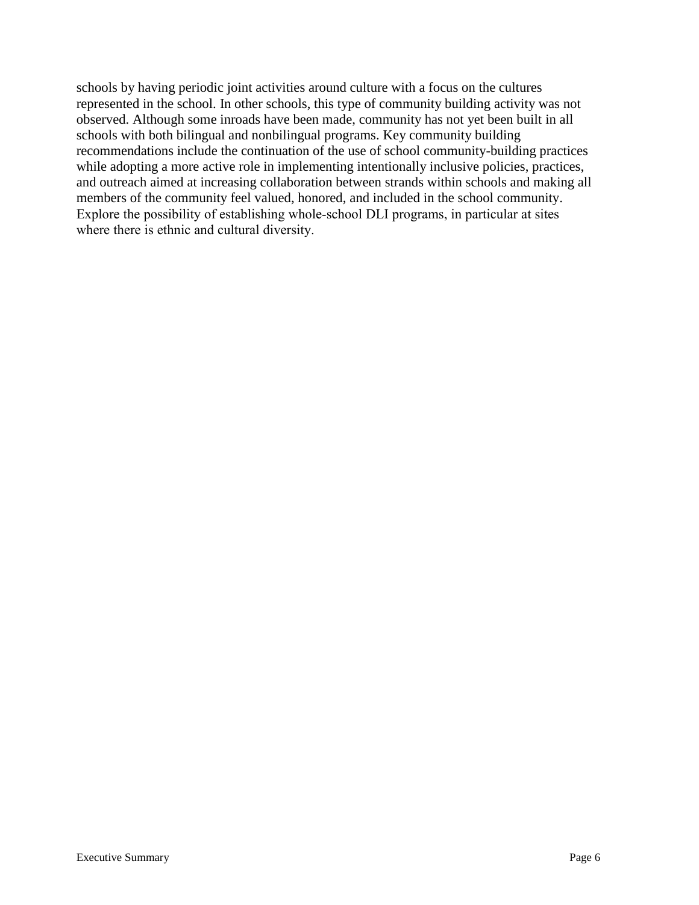schools by having periodic joint activities around culture with a focus on the cultures represented in the school. In other schools, this type of community building activity was not observed. Although some inroads have been made, community has not yet been built in all schools with both bilingual and nonbilingual programs. Key community building recommendations include the continuation of the use of school community-building practices while adopting a more active role in implementing intentionally inclusive policies, practices, and outreach aimed at increasing collaboration between strands within schools and making all members of the community feel valued, honored, and included in the school community. Explore the possibility of establishing whole-school DLI programs, in particular at sites where there is ethnic and cultural diversity.